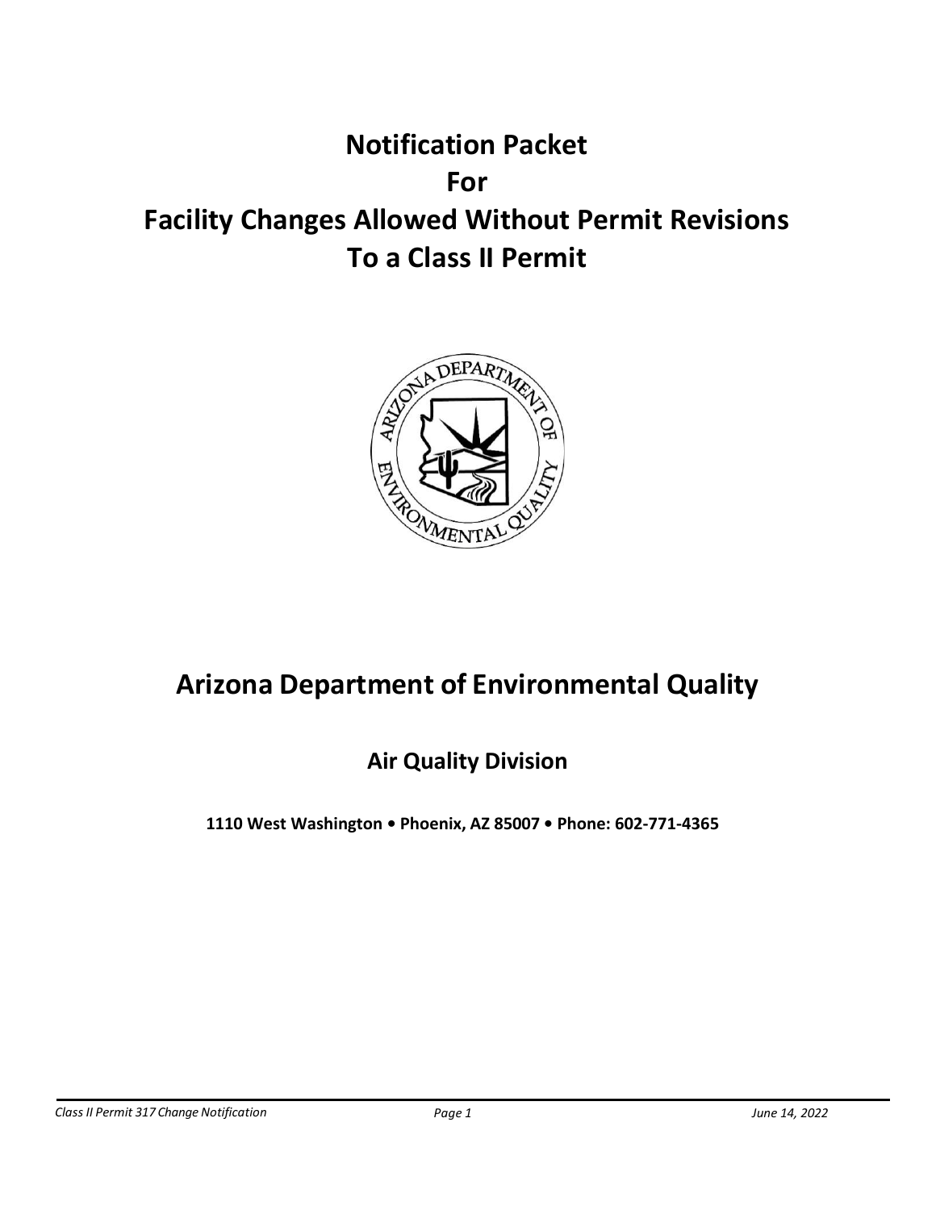# Notification Packet
# For
# Facility Changes Allowed Without Permit Revisions
# To a Class II Permit

# Arizona Department of Environmental Quality

## Air Quality Division

**1110 West Washington • Phoenix, AZ 85007 • Phone: 602-771-4365**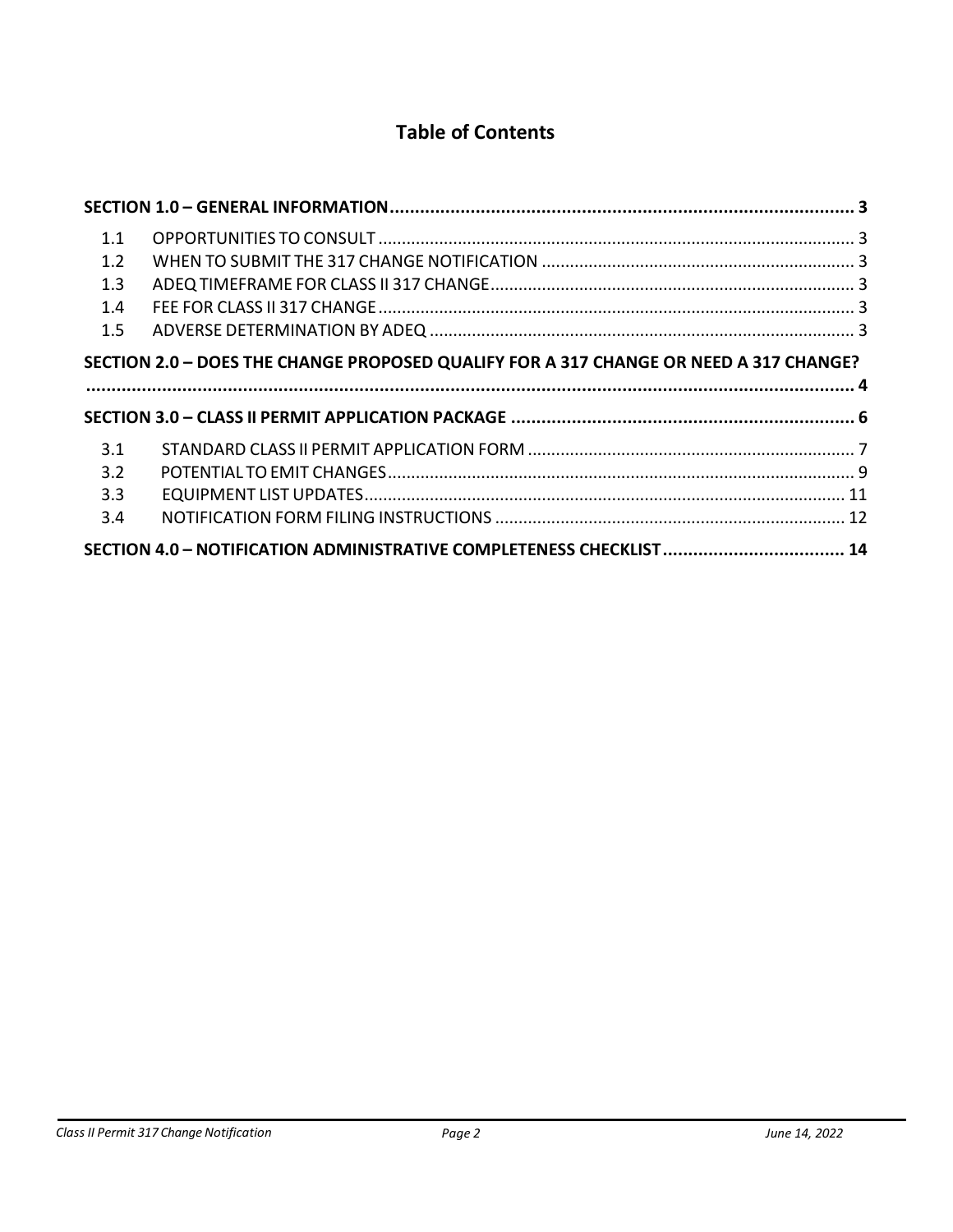# Table of Contents

**SECTION 1.0 – GENERAL INFORMATION** ........................................................................................ **3**

1.1 OPPORTUNITIES TO CONSULT ........................................................................................ 3
1.2 WHEN TO SUBMIT THE 317 CHANGE NOTIFICATION ........................................................................................ 3
1.3 ADEQ TIMEFRAME FOR CLASS II 317 CHANGE ........................................................................................ 3
1.4 FEE FOR CLASS II 317 CHANGE ........................................................................................ 3
1.5 ADVERSE DETERMINATION BY ADEQ ........................................................................................ 3

**SECTION 2.0 – DOES THE CHANGE PROPOSED QUALIFY FOR A 317 CHANGE OR NEED A 317 CHANGE?** ........................................................................................ **4**

**SECTION 3.0 – CLASS II PERMIT APPLICATION PACKAGE** ........................................................................................ **6**

3.1 STANDARD CLASS II PERMIT APPLICATION FORM ........................................................................................ 7
3.2 POTENTIAL TO EMIT CHANGES ........................................................................................ 9
3.3 EQUIPMENT LIST UPDATES ........................................................................................ 11
3.4 NOTIFICATION FORM FILING INSTRUCTIONS ........................................................................................ 12

**SECTION 4.0 – NOTIFICATION ADMINISTRATIVE COMPLETENESS CHECKLIST** ........................................................................................ **14**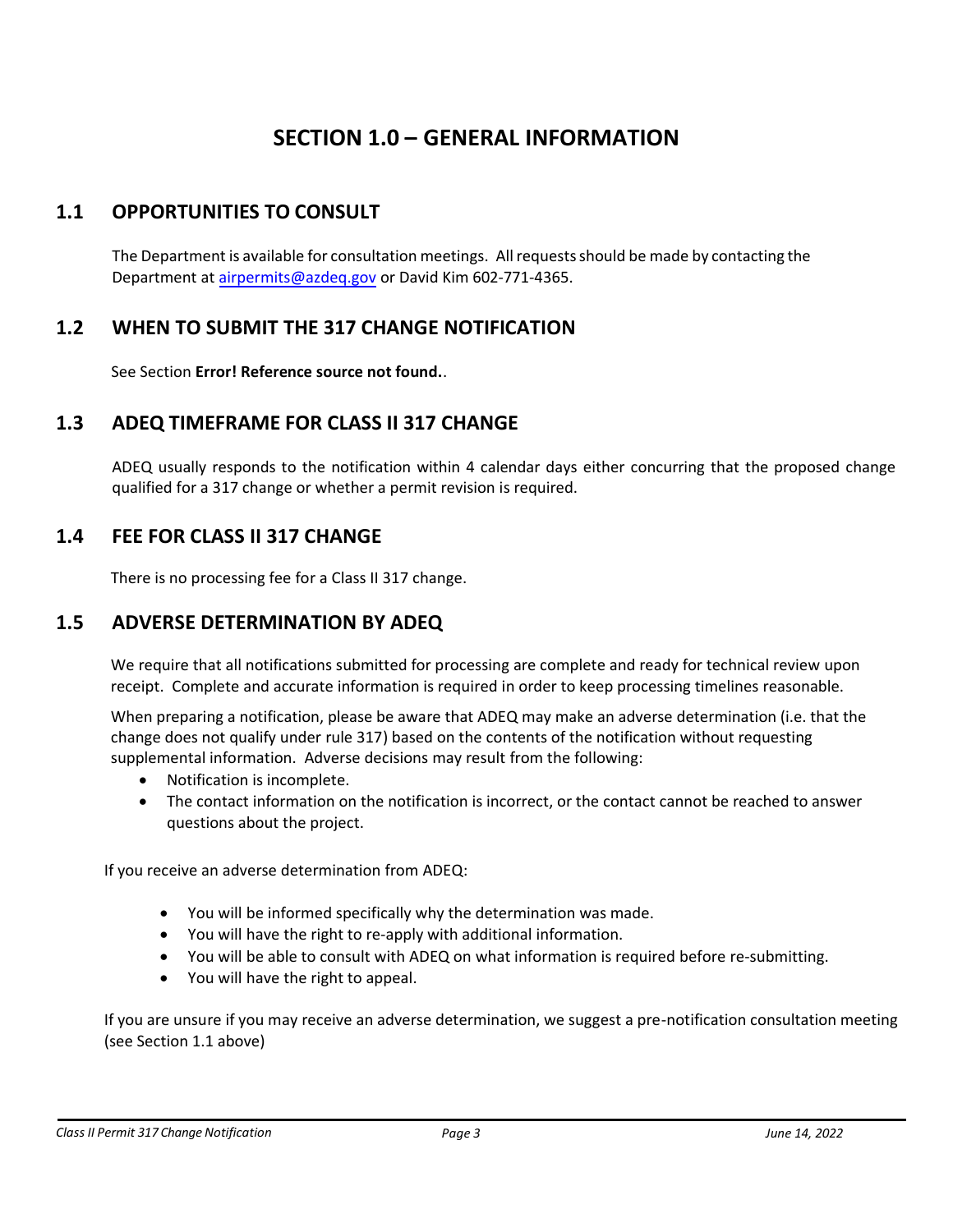# SECTION 1.0 – GENERAL INFORMATION

## 1.1 OPPORTUNITIES TO CONSULT

The Department is available for consultation meetings. All requests should be made by contacting the Department at airpermits@azdeq.gov or David Kim 602-771-4365.

## 1.2 WHEN TO SUBMIT THE 317 CHANGE NOTIFICATION

See Section **Error! Reference source not found.**.

## 1.3 ADEQ TIMEFRAME FOR CLASS II 317 CHANGE

ADEQ usually responds to the notification within 4 calendar days either concurring that the proposed change qualified for a 317 change or whether a permit revision is required.

## 1.4 FEE FOR CLASS II 317 CHANGE

There is no processing fee for a Class II 317 change.

## 1.5 ADVERSE DETERMINATION BY ADEQ

We require that all notifications submitted for processing are complete and ready for technical review upon receipt. Complete and accurate information is required in order to keep processing timelines reasonable.

When preparing a notification, please be aware that ADEQ may make an adverse determination (i.e. that the change does not qualify under rule 317) based on the contents of the notification without requesting supplemental information. Adverse decisions may result from the following:

- Notification is incomplete.
- The contact information on the notification is incorrect, or the contact cannot be reached to answer questions about the project.

If you receive an adverse determination from ADEQ:

- You will be informed specifically why the determination was made.
- You will have the right to re-apply with additional information.
- You will be able to consult with ADEQ on what information is required before re-submitting.
- You will have the right to appeal.

If you are unsure if you may receive an adverse determination, we suggest a pre-notification consultation meeting (see Section 1.1 above)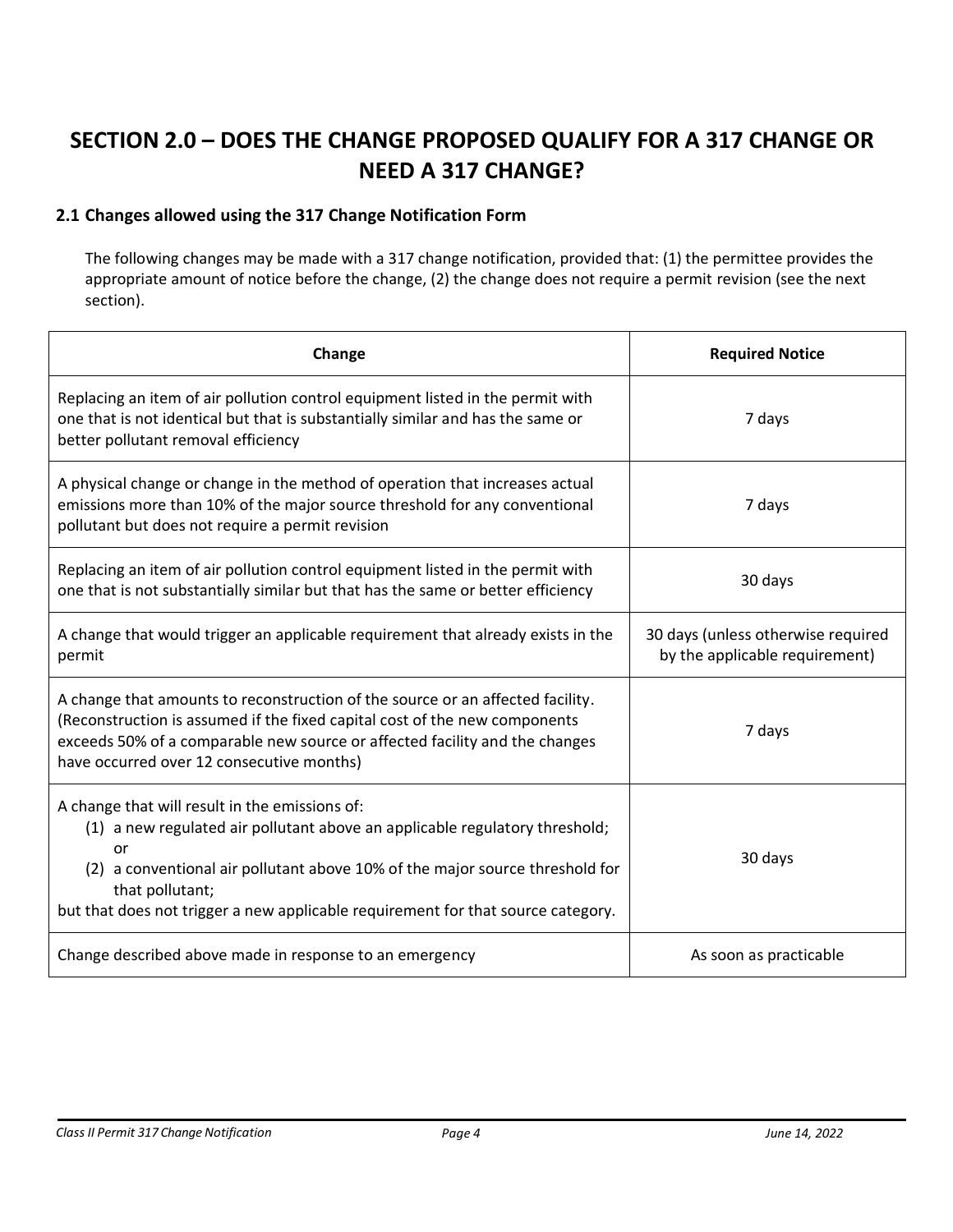# SECTION 2.0 – DOES THE CHANGE PROPOSED QUALIFY FOR A 317 CHANGE OR NEED A 317 CHANGE?

## 2.1 Changes allowed using the 317 Change Notification Form

The following changes may be made with a 317 change notification, provided that: (1) the permittee provides the appropriate amount of notice before the change, (2) the change does not require a permit revision (see the next section).

| Change | Required Notice |
|---|---|
| Replacing an item of air pollution control equipment listed in the permit with one that is not identical but that is substantially similar and has the same or better pollutant removal efficiency | 7 days |
| A physical change or change in the method of operation that increases actual emissions more than 10% of the major source threshold for any conventional pollutant but does not require a permit revision | 7 days |
| Replacing an item of air pollution control equipment listed in the permit with one that is not substantially similar but that has the same or better efficiency | 30 days |
| A change that would trigger an applicable requirement that already exists in the permit | 30 days (unless otherwise required by the applicable requirement) |
| A change that amounts to reconstruction of the source or an affected facility. (Reconstruction is assumed if the fixed capital cost of the new components exceeds 50% of a comparable new source or affected facility and the changes have occurred over 12 consecutive months) | 7 days |
| A change that will result in the emissions of:<br>(1) a new regulated air pollutant above an applicable regulatory threshold; or<br>(2) a conventional air pollutant above 10% of the major source threshold for that pollutant;<br>but that does not trigger a new applicable requirement for that source category. | 30 days |
| Change described above made in response to an emergency | As soon as practicable |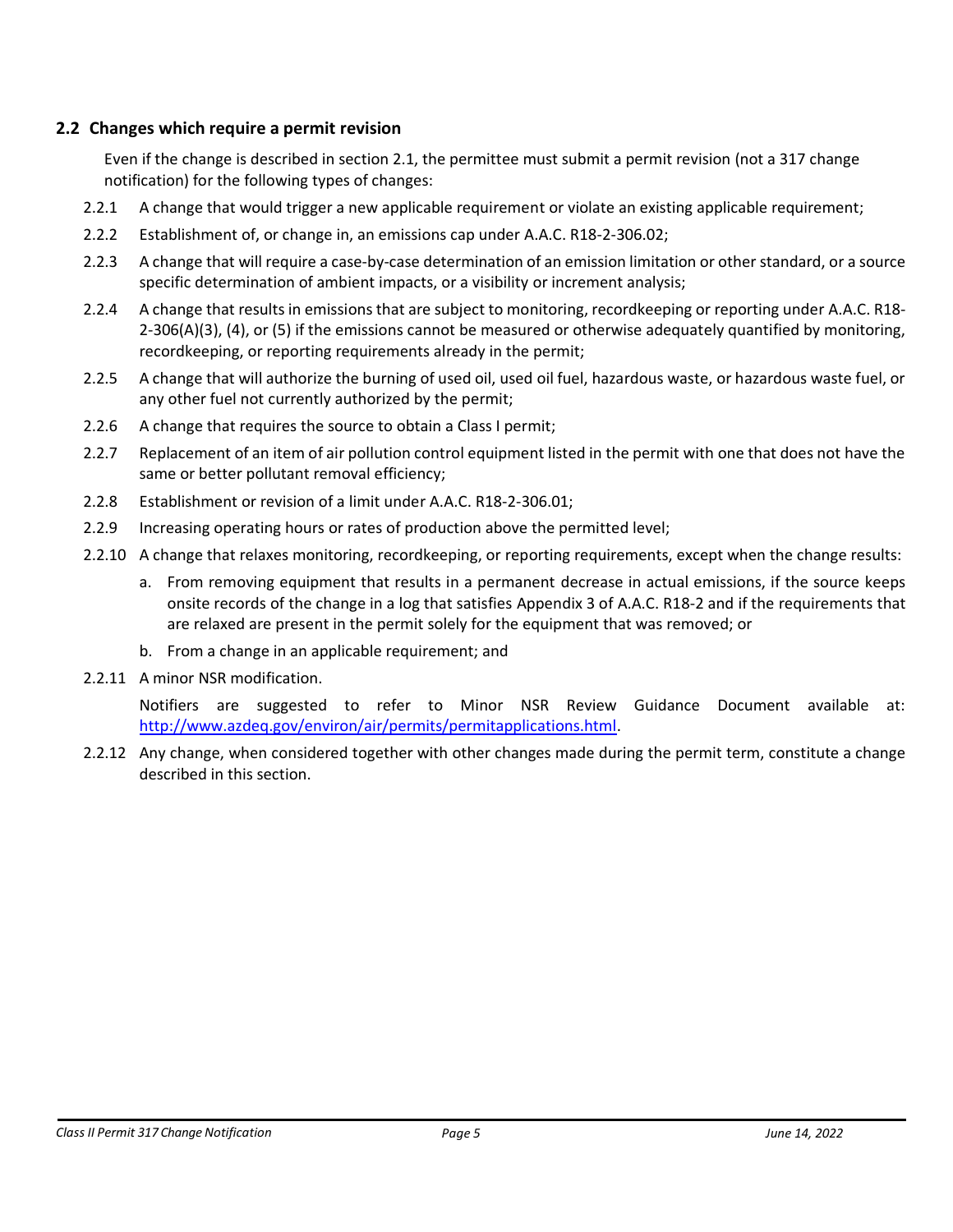## 2.2 Changes which require a permit revision

Even if the change is described in section 2.1, the permittee must submit a permit revision (not a 317 change notification) for the following types of changes:

2.2.1 A change that would trigger a new applicable requirement or violate an existing applicable requirement;

2.2.2 Establishment of, or change in, an emissions cap under A.A.C. R18-2-306.02;

2.2.3 A change that will require a case-by-case determination of an emission limitation or other standard, or a source specific determination of ambient impacts, or a visibility or increment analysis;

2.2.4 A change that results in emissions that are subject to monitoring, recordkeeping or reporting under A.A.C. R18-2-306(A)(3), (4), or (5) if the emissions cannot be measured or otherwise adequately quantified by monitoring, recordkeeping, or reporting requirements already in the permit;

2.2.5 A change that will authorize the burning of used oil, used oil fuel, hazardous waste, or hazardous waste fuel, or any other fuel not currently authorized by the permit;

2.2.6 A change that requires the source to obtain a Class I permit;

2.2.7 Replacement of an item of air pollution control equipment listed in the permit with one that does not have the same or better pollutant removal efficiency;

2.2.8 Establishment or revision of a limit under A.A.C. R18-2-306.01;

2.2.9 Increasing operating hours or rates of production above the permitted level;

2.2.10 A change that relaxes monitoring, recordkeeping, or reporting requirements, except when the change results:

a. From removing equipment that results in a permanent decrease in actual emissions, if the source keeps onsite records of the change in a log that satisfies Appendix 3 of A.A.C. R18-2 and if the requirements that are relaxed are present in the permit solely for the equipment that was removed; or

b. From a change in an applicable requirement; and

2.2.11 A minor NSR modification.

Notifiers are suggested to refer to Minor NSR Review Guidance Document available at: [http://www.azdeq.gov/environ/air/permits/permitapplications.html](http://www.azdeq.gov/environ/air/permits/permitapplications.html).

2.2.12 Any change, when considered together with other changes made during the permit term, constitute a change described in this section.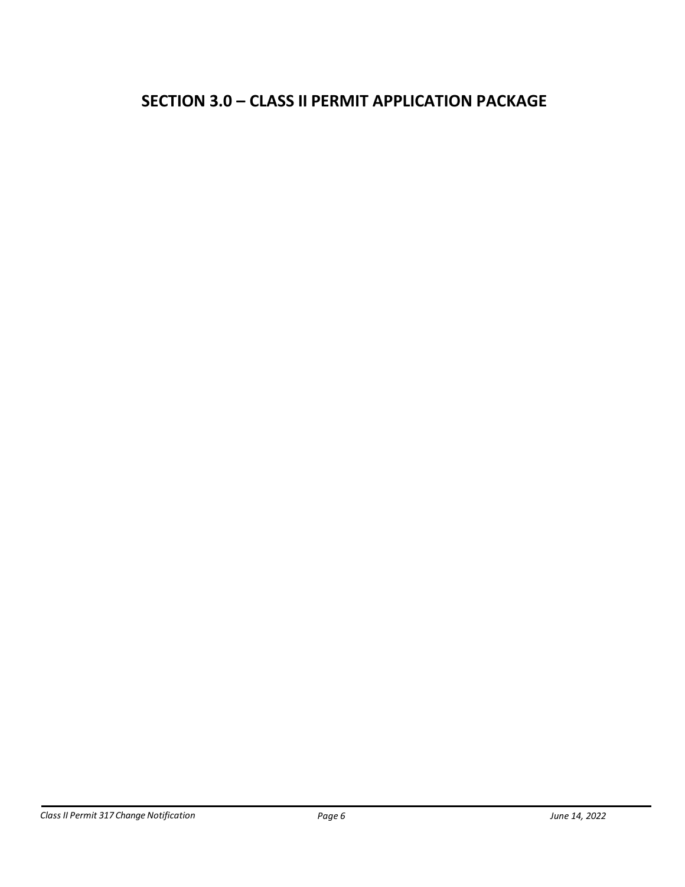# SECTION 3.0 – CLASS II PERMIT APPLICATION PACKAGE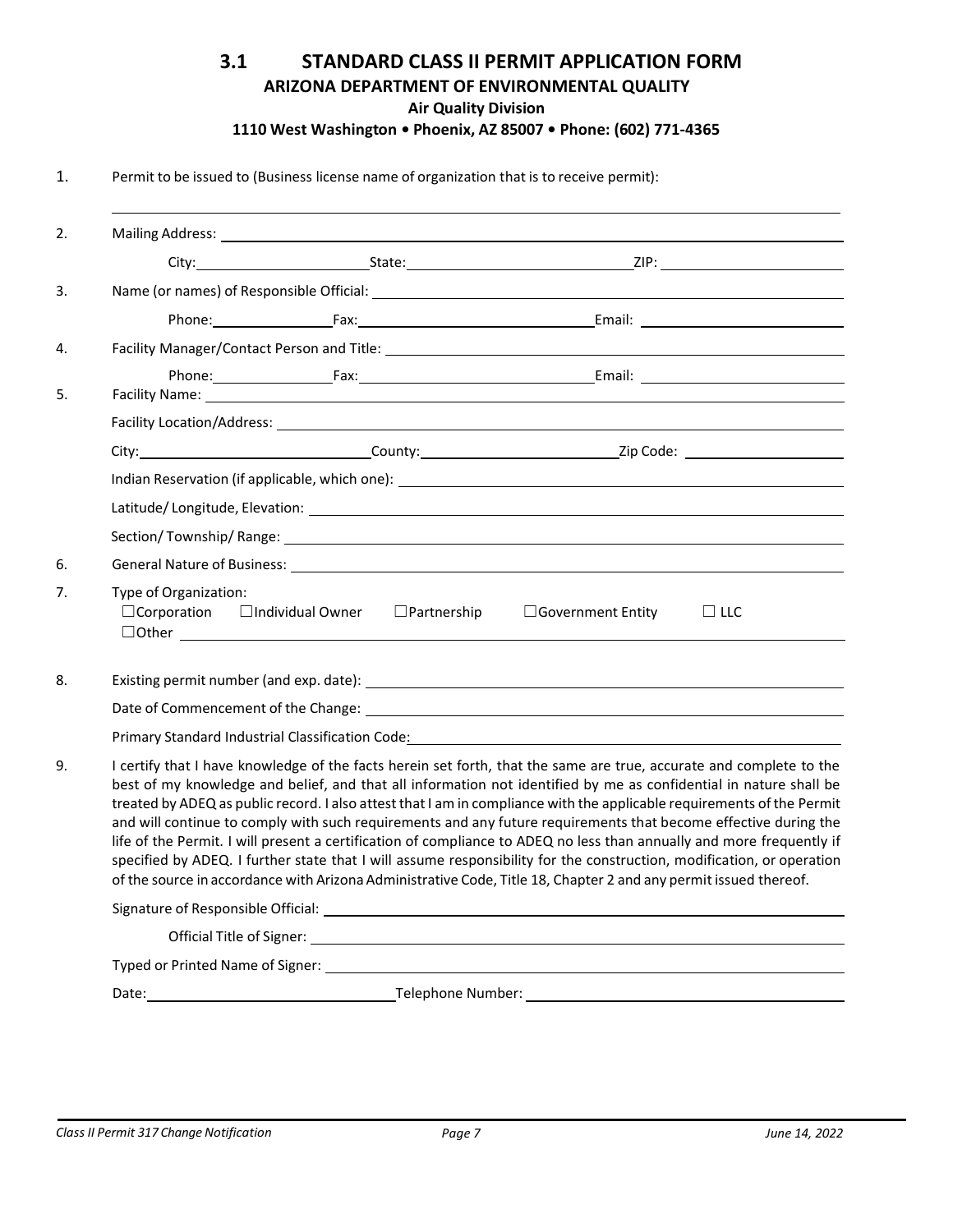## 3.1 STANDARD CLASS II PERMIT APPLICATION FORM

**ARIZONA DEPARTMENT OF ENVIRONMENTAL QUALITY**

**Air Quality Division**

**1110 West Washington • Phoenix, AZ 85007 • Phone: (602) 771-4365**

1. Permit to be issued to (Business license name of organization that is to receive permit):

   ______________________________________________________________

2. Mailing Address: ______________________________________________

   City: ____________ State: ____________ ZIP: ____________

3. Name (or names) of Responsible Official: ______________________________

   Phone: ____________ Fax: ____________ Email: ____________

4. Facility Manager/Contact Person and Title: ______________________________

   Phone: ____________ Fax: ____________ Email: ____________

5. Facility Name: ______________________________________________

   Facility Location/Address: ______________________________________

   City: ____________ County: ____________ Zip Code: ____________

   Indian Reservation (if applicable, which one): ______________________________

   Latitude/ Longitude, Elevation: ______________________________

   Section/ Township/ Range: ______________________________

6. General Nature of Business: ______________________________

7. Type of Organization:

   ☐Corporation ☐Individual Owner ☐Partnership ☐Government Entity ☐ LLC

   ☐Other ______________________________

8. Existing permit number (and exp. date): ______________________________

   Date of Commencement of the Change: ______________________________

   Primary Standard Industrial Classification Code: ______________________________

9. I certify that I have knowledge of the facts herein set forth, that the same are true, accurate and complete to the best of my knowledge and belief, and that all information not identified by me as confidential in nature shall be treated by ADEQ as public record. I also attest that I am in compliance with the applicable requirements of the Permit and will continue to comply with such requirements and any future requirements that become effective during the life of the Permit. I will present a certification of compliance to ADEQ no less than annually and more frequently if specified by ADEQ. I further state that I will assume responsibility for the construction, modification, or operation of the source in accordance with Arizona Administrative Code, Title 18, Chapter 2 and any permit issued thereof.

   Signature of Responsible Official: ______________________________

   Official Title of Signer: ______________________________

   Typed or Printed Name of Signer: ______________________________

   Date: ____________ Telephone Number: ____________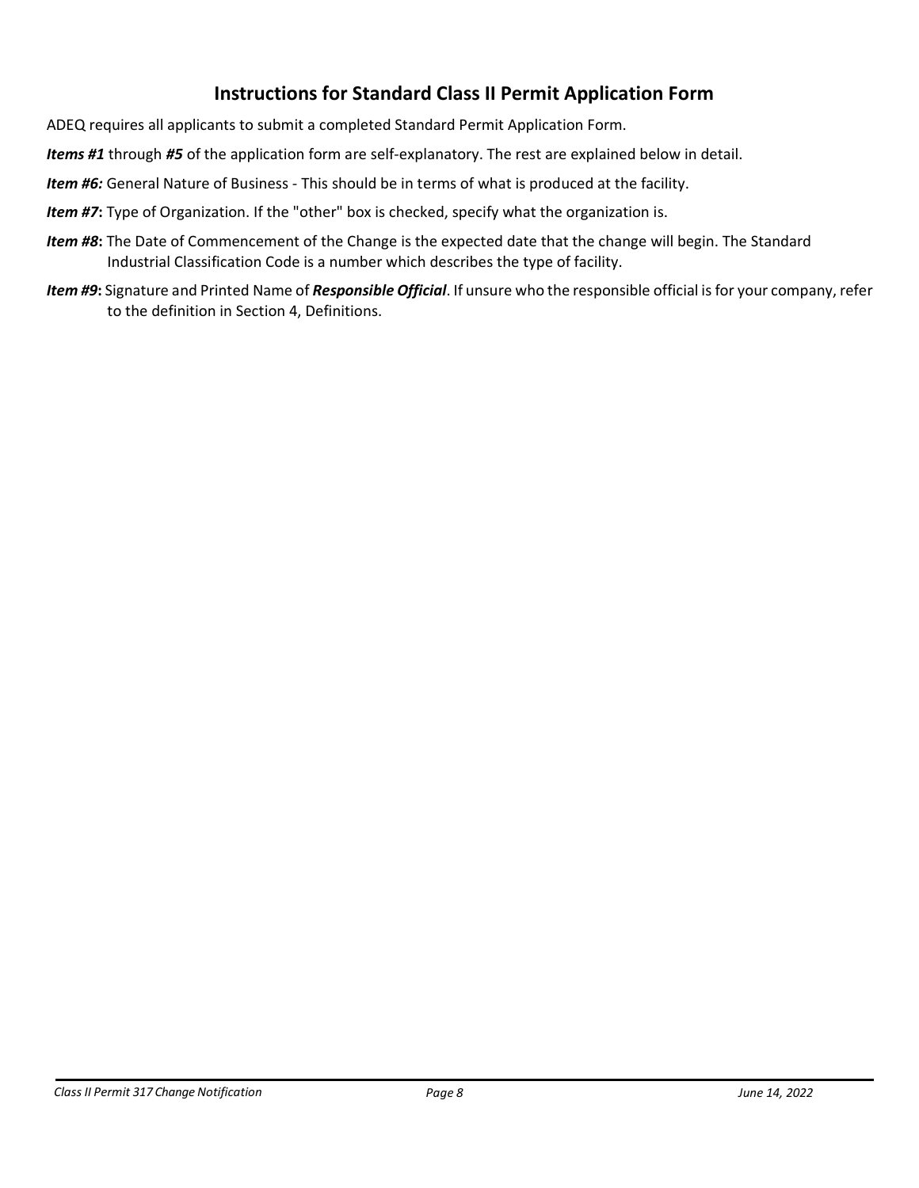## Instructions for Standard Class II Permit Application Form

ADEQ requires all applicants to submit a completed Standard Permit Application Form.

***Items #1*** through ***#5*** of the application form are self-explanatory. The rest are explained below in detail.

***Item #6:*** General Nature of Business - This should be in terms of what is produced at the facility.

***Item #7*:** Type of Organization. If the "other" box is checked, specify what the organization is.

***Item #8*:** The Date of Commencement of the Change is the expected date that the change will begin. The Standard Industrial Classification Code is a number which describes the type of facility.

***Item #9*:** Signature and Printed Name of ***Responsible Official***. If unsure who the responsible official is for your company, refer to the definition in Section 4, Definitions.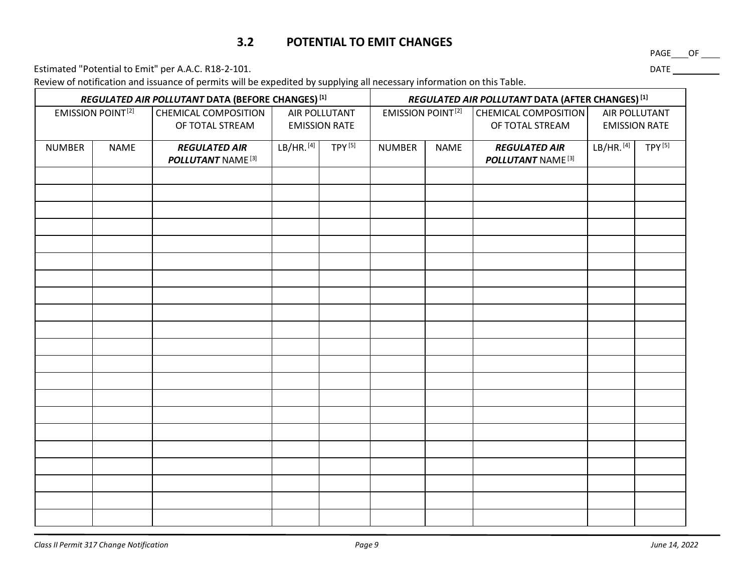### 3.2 POTENTIAL TO EMIT CHANGES

PAGE\_\_\_\_OF \_\_\_\_

DATE \_\_\_\_\_\_\_\_\_\_

Estimated "Potential to Emit" per A.A.C. R18-2-101.

Review of notification and issuance of permits will be expedited by supplying all necessary information on this Table.

| ***REGULATED AIR POLLUTANT*** **DATA (BEFORE CHANGES)** [1] | | | | | ***REGULATED AIR POLLUTANT*** **DATA (AFTER CHANGES)** [1] | | | | |
|---|---|---|---|---|---|---|---|---|---|
| EMISSION POINT [2] | | CHEMICAL COMPOSITION OF TOTAL STREAM | AIR POLLUTANT EMISSION RATE | | EMISSION POINT [2] | | CHEMICAL COMPOSITION OF TOTAL STREAM | AIR POLLUTANT EMISSION RATE | |
| NUMBER | NAME | ***REGULATED AIR POLLUTANT*** NAME [3] | LB/HR. [4] | TPY [5] | NUMBER | NAME | ***REGULATED AIR POLLUTANT*** NAME [3] | LB/HR. [4] | TPY [5] |
| | | | | | | | | | |
| | | | | | | | | | |
| | | | | | | | | | |
| | | | | | | | | | |
| | | | | | | | | | |
| | | | | | | | | | |
| | | | | | | | | | |
| | | | | | | | | | |
| | | | | | | | | | |
| | | | | | | | | | |
| | | | | | | | | | |
| | | | | | | | | | |
| | | | | | | | | | |
| | | | | | | | | | |
| | | | | | | | | | |
| | | | | | | | | | |
| | | | | | | | | | |
| | | | | | | | | | |
| | | | | | | | | | |
| | | | | | | | | | |
| | | | | | | | | | |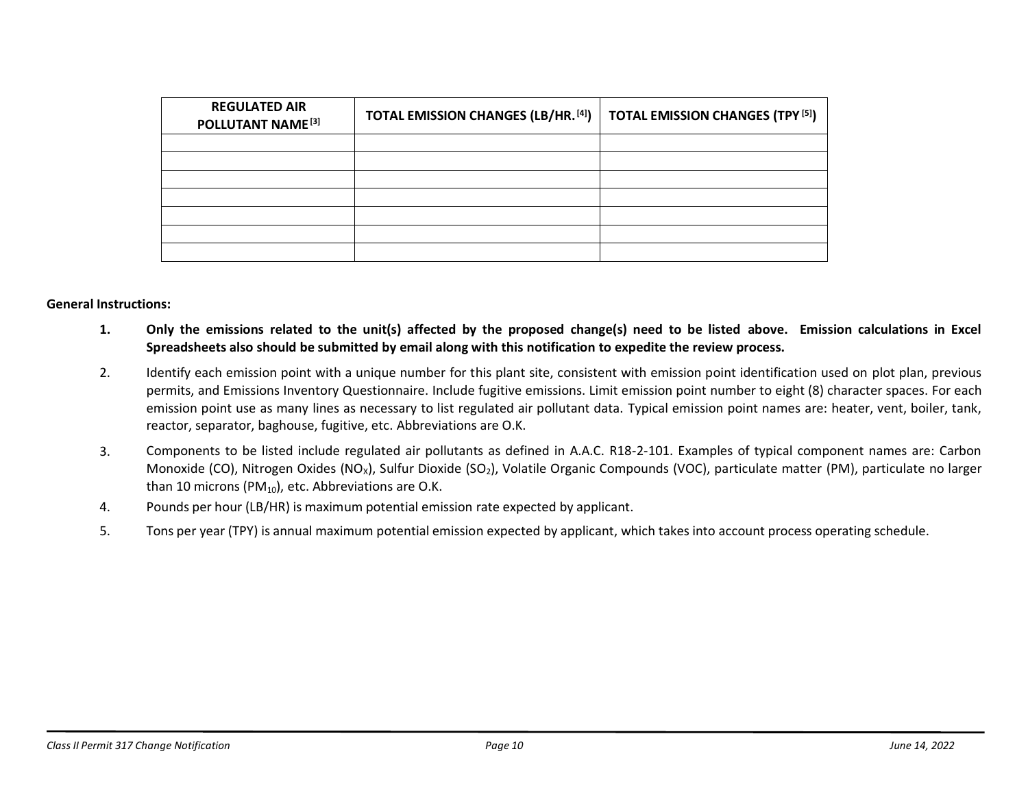| REGULATED AIR POLLUTANT NAME [3] | TOTAL EMISSION CHANGES (LB/HR. [4]) | TOTAL EMISSION CHANGES (TPY [5]) |
|---|---|---|
| | | |
| | | |
| | | |
| | | |
| | | |
| | | |
| | | |

**General Instructions:**

1. **Only the emissions related to the unit(s) affected by the proposed change(s) need to be listed above. Emission calculations in Excel Spreadsheets also should be submitted by email along with this notification to expedite the review process.**
2. Identify each emission point with a unique number for this plant site, consistent with emission point identification used on plot plan, previous permits, and Emissions Inventory Questionnaire. Include fugitive emissions. Limit emission point number to eight (8) character spaces. For each emission point use as many lines as necessary to list regulated air pollutant data. Typical emission point names are: heater, vent, boiler, tank, reactor, separator, baghouse, fugitive, etc. Abbreviations are O.K.
3. Components to be listed include regulated air pollutants as defined in A.A.C. R18-2-101. Examples of typical component names are: Carbon Monoxide (CO), Nitrogen Oxides ($NO_X$), Sulfur Dioxide ($SO_2$), Volatile Organic Compounds (VOC), particulate matter (PM), particulate no larger than 10 microns ($PM_{10}$), etc. Abbreviations are O.K.
4. Pounds per hour (LB/HR) is maximum potential emission rate expected by applicant.
5. Tons per year (TPY) is annual maximum potential emission expected by applicant, which takes into account process operating schedule.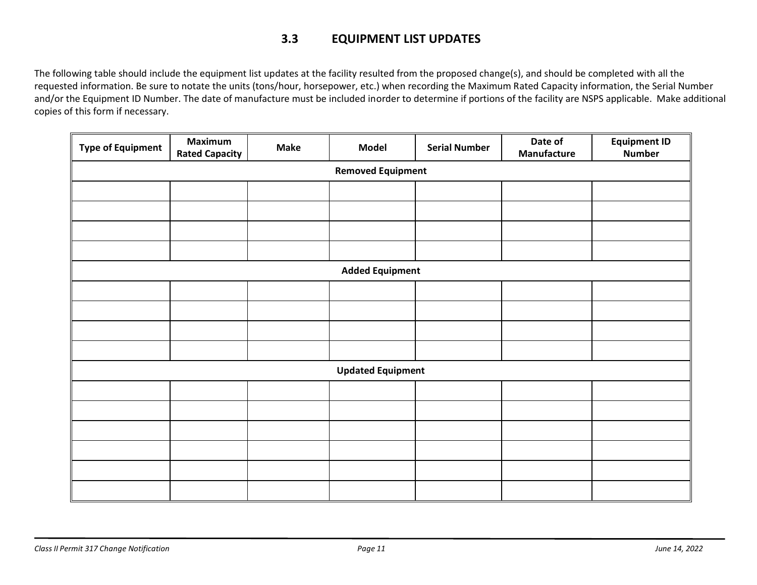## 3.3 EQUIPMENT LIST UPDATES

The following table should include the equipment list updates at the facility resulted from the proposed change(s), and should be completed with all the requested information. Be sure to notate the units (tons/hour, horsepower, etc.) when recording the Maximum Rated Capacity information, the Serial Number and/or the Equipment ID Number. The date of manufacture must be included inorder to determine if portions of the facility are NSPS applicable. Make additional copies of this form if necessary.

| Type of Equipment | Maximum Rated Capacity | Make | Model | Serial Number | Date of Manufacture | Equipment ID Number |
|---|---|---|---|---|---|---|
| **Removed Equipment** | | | | | | |
| | | | | | | |
| | | | | | | |
| | | | | | | |
| | | | | | | |
| **Added Equipment** | | | | | | |
| | | | | | | |
| | | | | | | |
| | | | | | | |
| | | | | | | |
| **Updated Equipment** | | | | | | |
| | | | | | | |
| | | | | | | |
| | | | | | | |
| | | | | | | |
| | | | | | | |
| | | | | | | |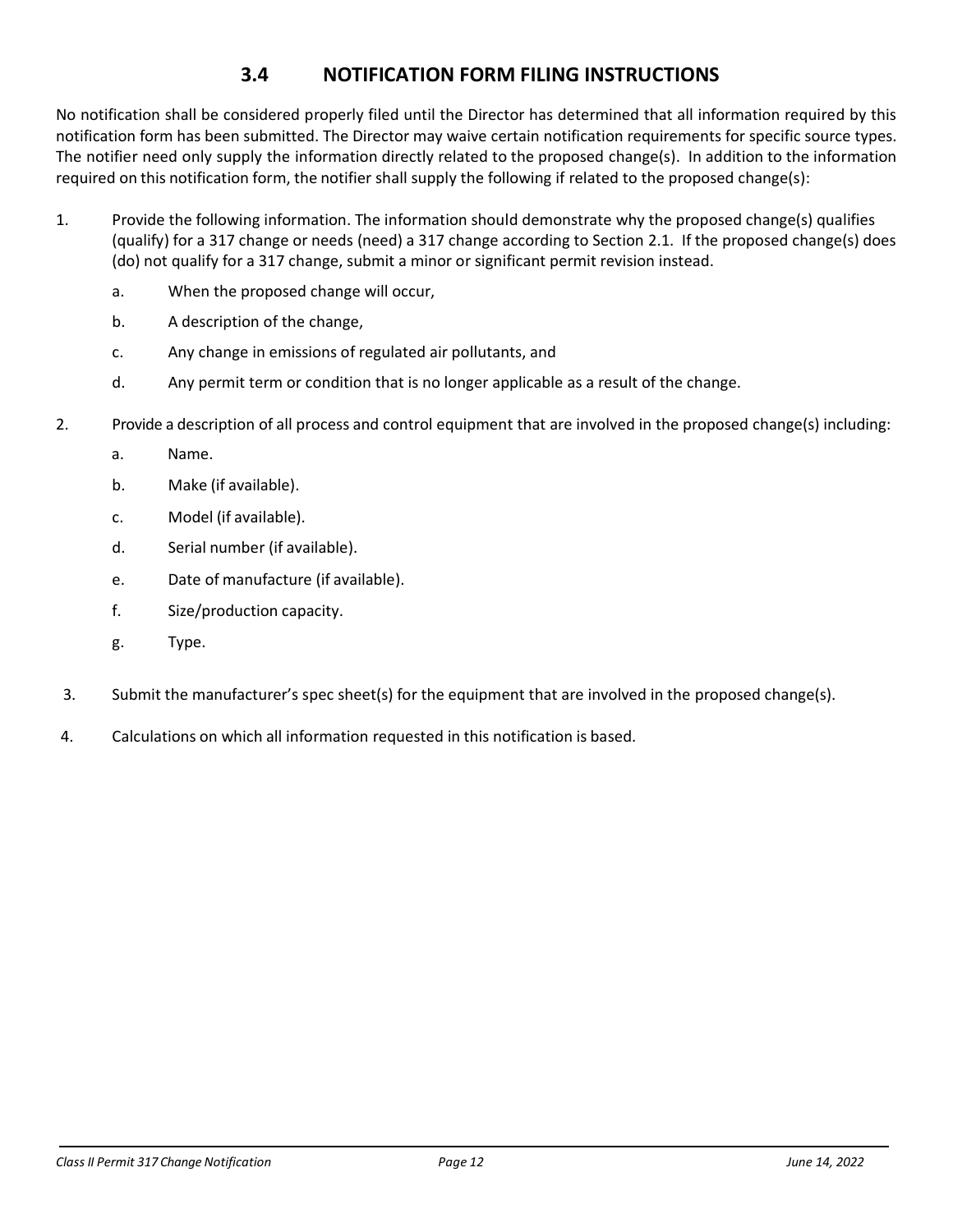## 3.4 NOTIFICATION FORM FILING INSTRUCTIONS

No notification shall be considered properly filed until the Director has determined that all information required by this notification form has been submitted. The Director may waive certain notification requirements for specific source types. The notifier need only supply the information directly related to the proposed change(s). In addition to the information required on this notification form, the notifier shall supply the following if related to the proposed change(s):

1. Provide the following information. The information should demonstrate why the proposed change(s) qualifies (qualify) for a 317 change or needs (need) a 317 change according to Section 2.1. If the proposed change(s) does (do) not qualify for a 317 change, submit a minor or significant permit revision instead.
   a. When the proposed change will occur,
   b. A description of the change,
   c. Any change in emissions of regulated air pollutants, and
   d. Any permit term or condition that is no longer applicable as a result of the change.
2. Provide a description of all process and control equipment that are involved in the proposed change(s) including:
   a. Name.
   b. Make (if available).
   c. Model (if available).
   d. Serial number (if available).
   e. Date of manufacture (if available).
   f. Size/production capacity.
   g. Type.
3. Submit the manufacturer's spec sheet(s) for the equipment that are involved in the proposed change(s).
4. Calculations on which all information requested in this notification is based.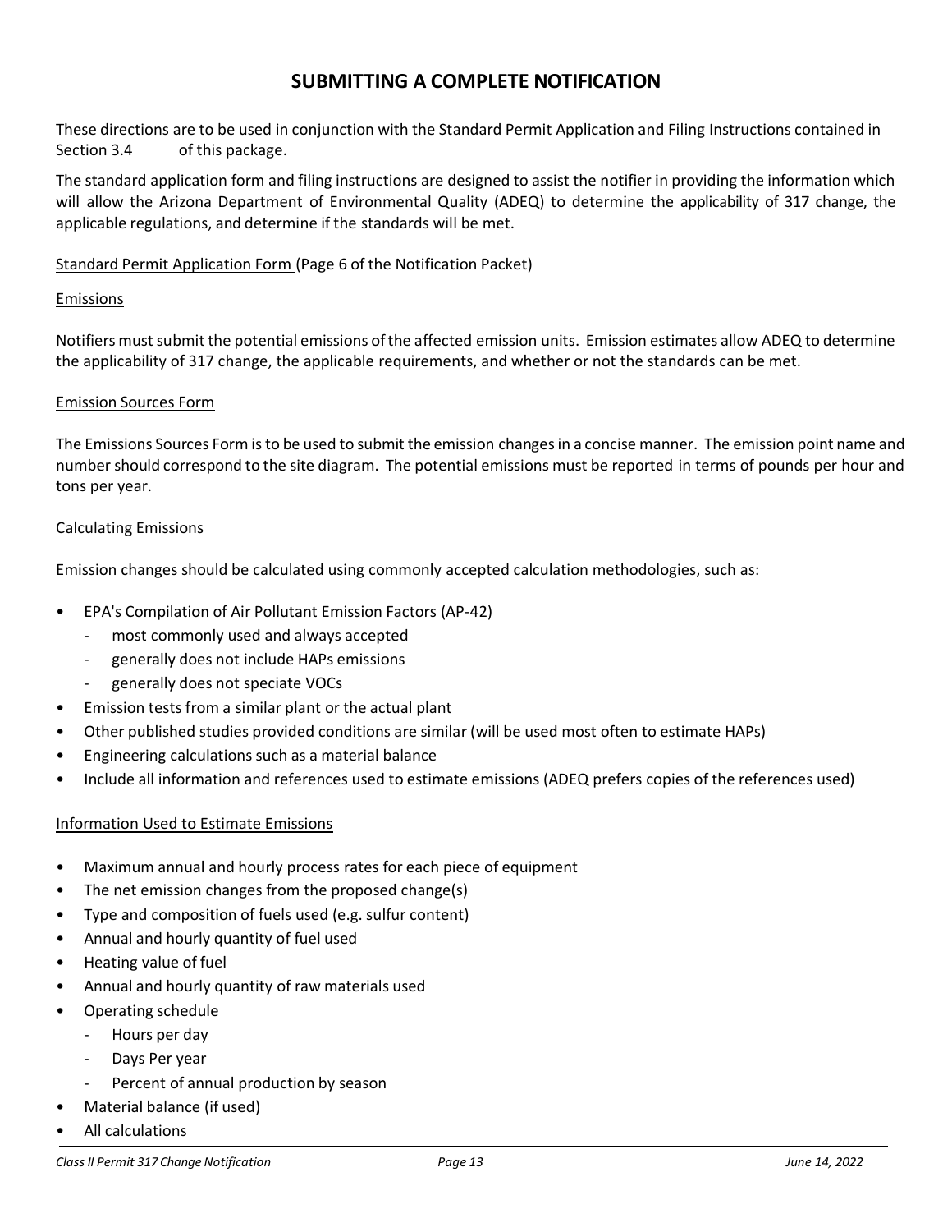# SUBMITTING A COMPLETE NOTIFICATION

These directions are to be used in conjunction with the Standard Permit Application and Filing Instructions contained in Section 3.4 of this package.

The standard application form and filing instructions are designed to assist the notifier in providing the information which will allow the Arizona Department of Environmental Quality (ADEQ) to determine the applicability of 317 change, the applicable regulations, and determine if the standards will be met.

Standard Permit Application Form (Page 6 of the Notification Packet)

Emissions

Notifiers must submit the potential emissions of the affected emission units. Emission estimates allow ADEQ to determine the applicability of 317 change, the applicable requirements, and whether or not the standards can be met.

Emission Sources Form

The Emissions Sources Form is to be used to submit the emission changes in a concise manner. The emission point name and number should correspond to the site diagram. The potential emissions must be reported in terms of pounds per hour and tons per year.

Calculating Emissions

Emission changes should be calculated using commonly accepted calculation methodologies, such as:

- EPA's Compilation of Air Pollutant Emission Factors (AP-42)
  - most commonly used and always accepted
  - generally does not include HAPs emissions
  - generally does not speciate VOCs
- Emission tests from a similar plant or the actual plant
- Other published studies provided conditions are similar (will be used most often to estimate HAPs)
- Engineering calculations such as a material balance
- Include all information and references used to estimate emissions (ADEQ prefers copies of the references used)

Information Used to Estimate Emissions

- Maximum annual and hourly process rates for each piece of equipment
- The net emission changes from the proposed change(s)
- Type and composition of fuels used (e.g. sulfur content)
- Annual and hourly quantity of fuel used
- Heating value of fuel
- Annual and hourly quantity of raw materials used
- Operating schedule
  - Hours per day
  - Days Per year
  - Percent of annual production by season
- Material balance (if used)
- All calculations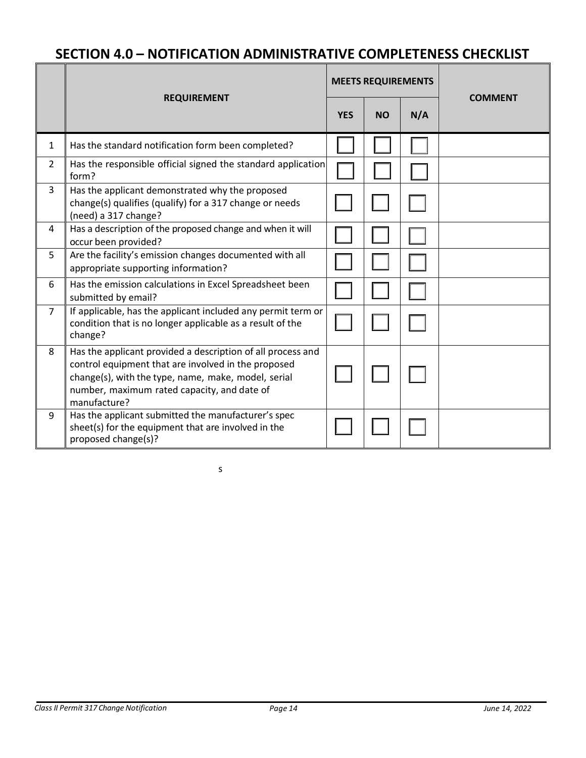# SECTION 4.0 – NOTIFICATION ADMINISTRATIVE COMPLETENESS CHECKLIST

| | REQUIREMENT | MEETS REQUIREMENTS | | | COMMENT |
|---|---|---|---|---|---|
| | | YES | NO | N/A | |
| 1 | Has the standard notification form been completed? | ☐ | ☐ | ☐ | |
| 2 | Has the responsible official signed the standard application form? | ☐ | ☐ | ☐ | |
| 3 | Has the applicant demonstrated why the proposed change(s) qualifies (qualify) for a 317 change or needs (need) a 317 change? | ☐ | ☐ | ☐ | |
| 4 | Has a description of the proposed change and when it will occur been provided? | ☐ | ☐ | ☐ | |
| 5 | Are the facility's emission changes documented with all appropriate supporting information? | ☐ | ☐ | ☐ | |
| 6 | Has the emission calculations in Excel Spreadsheet been submitted by email? | ☐ | ☐ | ☐ | |
| 7 | If applicable, has the applicant included any permit term or condition that is no longer applicable as a result of the change? | ☐ | ☐ | ☐ | |
| 8 | Has the applicant provided a description of all process and control equipment that are involved in the proposed change(s), with the type, name, make, model, serial number, maximum rated capacity, and date of manufacture? | ☐ | ☐ | ☐ | |
| 9 | Has the applicant submitted the manufacturer's spec sheet(s) for the equipment that are involved in the proposed change(s)? | ☐ | ☐ | ☐ | |

s